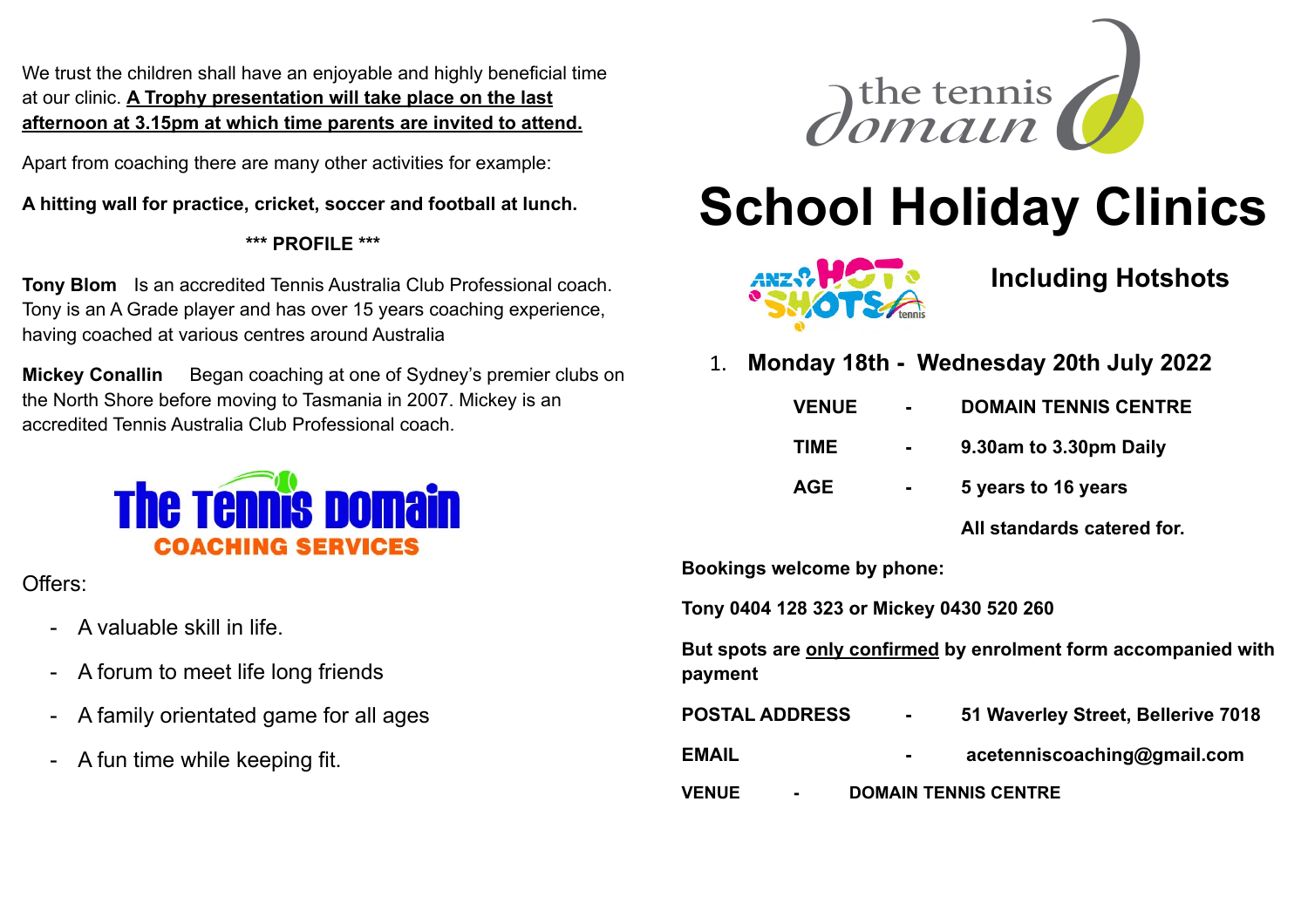We trust the children shall have an enjoyable and highly beneficial time at our clinic. **A Trophy presentation will take place on the last afternoon at 3.15pm at which time parents are invited to attend.**

Apart from coaching there are many other activities for example:

**A hitting wall for practice, cricket, soccer and football at lunch.**

**\*\*\* PROFILE \*\*\***

**Tony Blom** Is an accredited Tennis Australia Club Professional coach. Tony is an A Grade player and has over 15 years coaching experience, having coached at various centres around Australia

**Mickey Conallin** Began coaching at one of Sydney's premier clubs on the North Shore before moving to Tasmania in 2007. Mickey is an accredited Tennis Australia Club Professional coach.

**The Tennis Domain**
**COACHING SERVICES**

Offers:

- A valuable skill in life.
- A forum to meet life long friends
- A family orientated game for all ages
- A fun time while keeping fit.

the tennis domain

# School Holiday Clinics

ANZ HOT SHOTS tennis

## Including Hotshots

1. **Monday 18th - Wednesday 20th July 2022**

| | | |
|---|---|---|
| **VENUE** | - | **DOMAIN TENNIS CENTRE** |
| **TIME** | - | **9.30am to 3.30pm Daily** |
| **AGE** | - | **5 years to 16 years** |
| | | **All standards catered for.** |

**Bookings welcome by phone:**

**Tony 0404 128 323 or Mickey 0430 520 260**

**But spots are only confirmed by enrolment form accompanied with payment**

| | | |
|---|---|---|
| **POSTAL ADDRESS** | - | **51 Waverley Street, Bellerive 7018** |
| **EMAIL** | - | **acetenniscoaching@gmail.com** |
| **VENUE** | - | **DOMAIN TENNIS CENTRE** |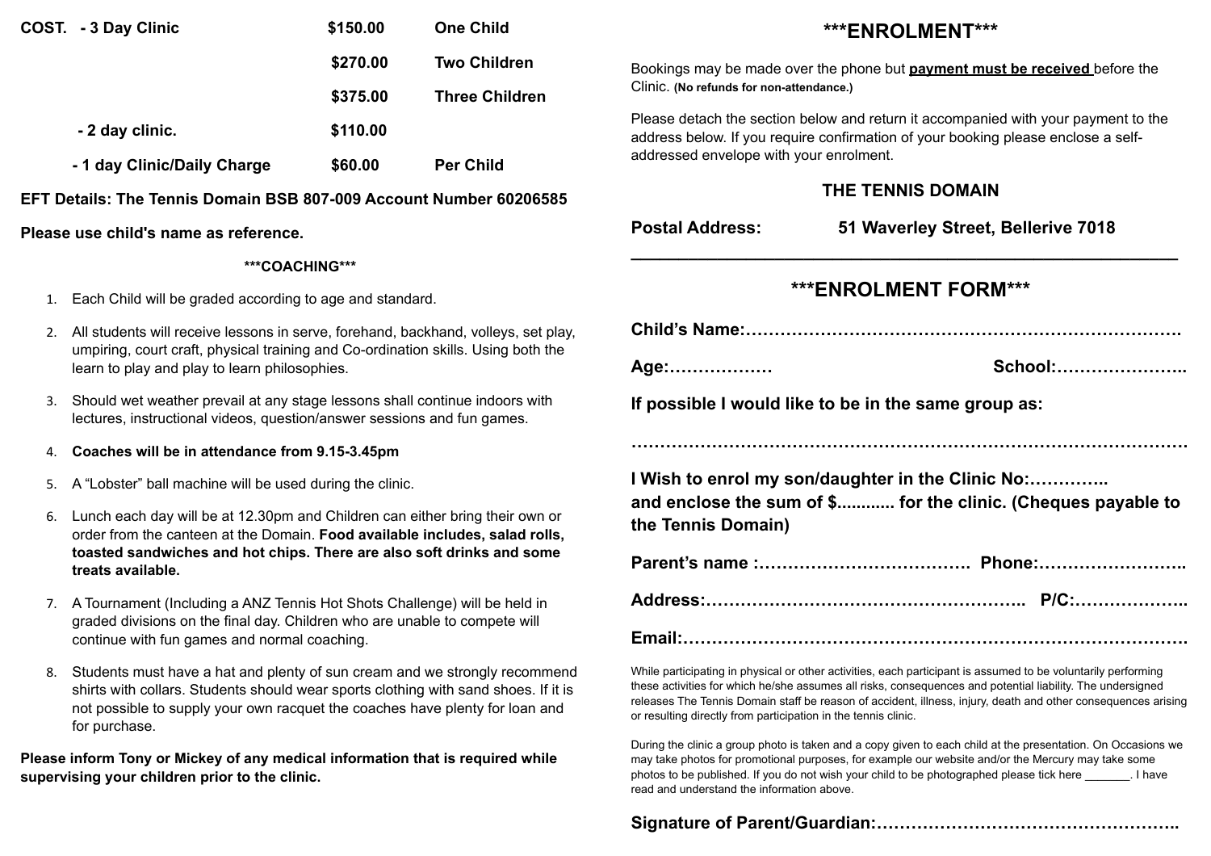| | | |
|---|---|---|
| **COST. - 3 Day Clinic** | **$150.00** | **One Child** |
| | **$270.00** | **Two Children** |
| | **$375.00** | **Three Children** |
| **- 2 day clinic.** | **$110.00** | |
| **- 1 day Clinic/Daily Charge** | **$60.00** | **Per Child** |

**EFT Details: The Tennis Domain BSB 807-009 Account Number 60206585**

**Please use child's name as reference.**

## ***COACHING***

1. Each Child will be graded according to age and standard.
2. All students will receive lessons in serve, forehand, backhand, volleys, set play, umpiring, court craft, physical training and Co-ordination skills. Using both the learn to play and play to learn philosophies.
3. Should wet weather prevail at any stage lessons shall continue indoors with lectures, instructional videos, question/answer sessions and fun games.
4. **Coaches will be in attendance from 9.15-3.45pm**
5. A "Lobster" ball machine will be used during the clinic.
6. Lunch each day will be at 12.30pm and Children can either bring their own or order from the canteen at the Domain. **Food available includes, salad rolls, toasted sandwiches and hot chips. There are also soft drinks and some treats available.**
7. A Tournament (Including a ANZ Tennis Hot Shots Challenge) will be held in graded divisions on the final day. Children who are unable to compete will continue with fun games and normal coaching.
8. Students must have a hat and plenty of sun cream and we strongly recommend shirts with collars. Students should wear sports clothing with sand shoes. If it is not possible to supply your own racquet the coaches have plenty for loan and for purchase.

**Please inform Tony or Mickey of any medical information that is required while supervising your children prior to the clinic.**

## ***ENROLMENT***

Bookings may be made over the phone but **payment must be received** before the Clinic. **(No refunds for non-attendance.)**

Please detach the section below and return it accompanied with your payment to the address below. If you require confirmation of your booking please enclose a self-addressed envelope with your enrolment.

**THE TENNIS DOMAIN**

**Postal Address: 51 Waverley Street, Bellerive 7018**

---

## ***ENROLMENT FORM***

**Child's Name:…………………………………………………………………….**

**Age:……………… School:…………………..**

**If possible I would like to be in the same group as:**

**……………………………………………………………………………………**

**I Wish to enrol my son/daughter in the Clinic No:…………..**
**and enclose the sum of $............ for the clinic. (Cheques payable to the Tennis Domain)**

**Parent's name :………………………………. Phone:……………………..**

**Address:……………………………………………….. P/C:………………..**

**Email:………………………………………………………………………….**

While participating in physical or other activities, each participant is assumed to be voluntarily performing these activities for which he/she assumes all risks, consequences and potential liability. The undersigned releases The Tennis Domain staff be reason of accident, illness, injury, death and other consequences arising or resulting directly from participation in the tennis clinic.

During the clinic a group photo is taken and a copy given to each child at the presentation. On Occasions we may take photos for promotional purposes, for example our website and/or the Mercury may take some photos to be published. If you do not wish your child to be photographed please tick here _______. I have read and understand the information above.

**Signature of Parent/Guardian:…………………………………………….**